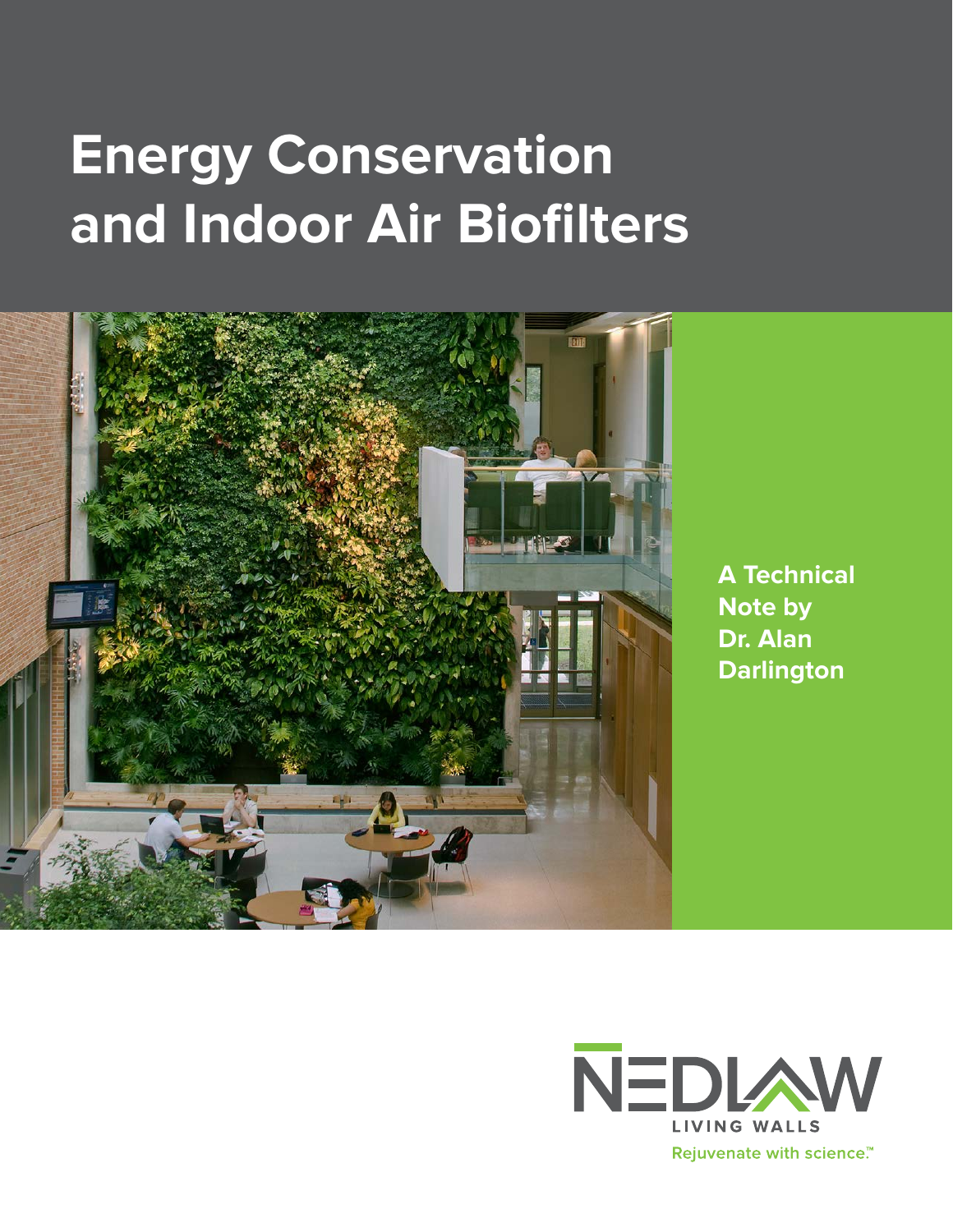# Energy Conservation and Indoor Air Biofilters

**A Technical Note by Dr. Alan Darlington**

NEDLAW

LIVING WALLS

Rejuvenate with science.™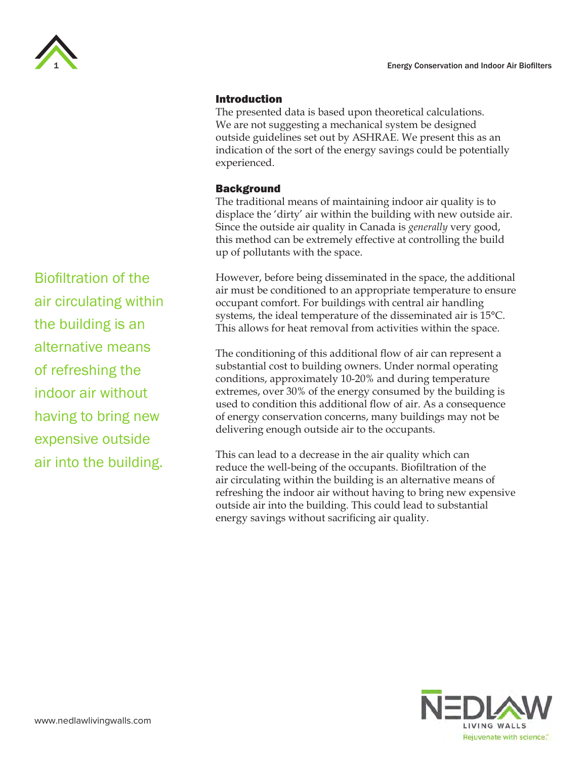## Introduction

The presented data is based upon theoretical calculations. We are not suggesting a mechanical system be designed outside guidelines set out by ASHRAE. We present this as an indication of the sort of the energy savings could be potentially experienced.

## Background

The traditional means of maintaining indoor air quality is to displace the 'dirty' air within the building with new outside air. Since the outside air quality in Canada is *generally* very good, this method can be extremely effective at controlling the build up of pollutants with the space.

Biofiltration of the air circulating within the building is an alternative means of refreshing the indoor air without having to bring new expensive outside air into the building.

However, before being disseminated in the space, the additional air must be conditioned to an appropriate temperature to ensure occupant comfort. For buildings with central air handling systems, the ideal temperature of the disseminated air is 15°C. This allows for heat removal from activities within the space.

The conditioning of this additional flow of air can represent a substantial cost to building owners. Under normal operating conditions, approximately 10-20% and during temperature extremes, over 30% of the energy consumed by the building is used to condition this additional flow of air. As a consequence of energy conservation concerns, many buildings may not be delivering enough outside air to the occupants.

This can lead to a decrease in the air quality which can reduce the well-being of the occupants. Biofiltration of the air circulating within the building is an alternative means of refreshing the indoor air without having to bring new expensive outside air into the building. This could lead to substantial energy savings without sacrificing air quality.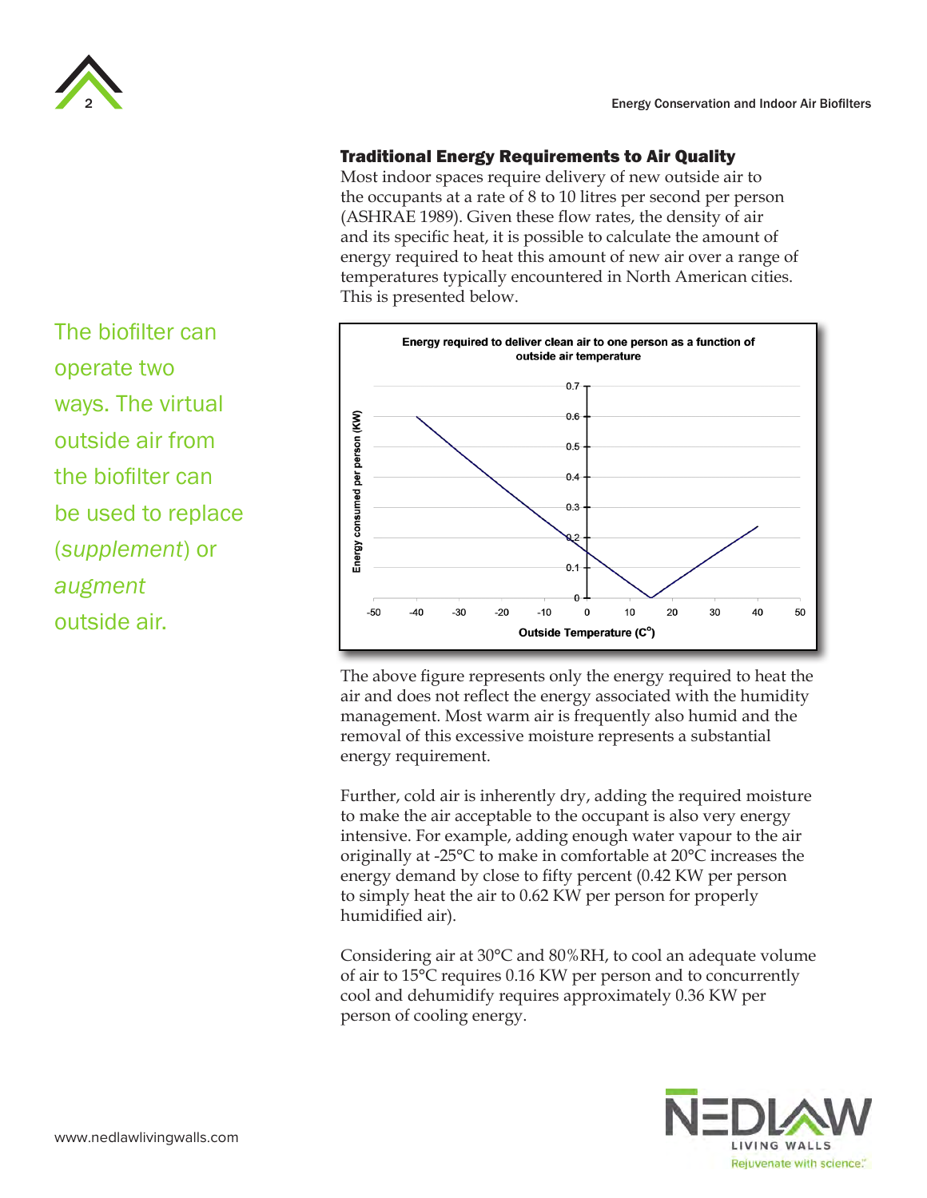The biofilter can operate two ways. The virtual outside air from the biofilter can be used to replace (*supplement*) or *augment* outside air.

## Traditional Energy Requirements to Air Quality

Most indoor spaces require delivery of new outside air to the occupants at a rate of 8 to 10 litres per second per person (ASHRAE 1989). Given these flow rates, the density of air and its specific heat, it is possible to calculate the amount of energy required to heat this amount of new air over a range of temperatures typically encountered in North American cities. This is presented below.

**Energy required to deliver clean air to one person as a function of outside air temperature**

The above figure represents only the energy required to heat the air and does not reflect the energy associated with the humidity management. Most warm air is frequently also humid and the removal of this excessive moisture represents a substantial energy requirement.

Further, cold air is inherently dry, adding the required moisture to make the air acceptable to the occupant is also very energy intensive. For example, adding enough water vapour to the air originally at -25°C to make in comfortable at 20°C increases the energy demand by close to fifty percent (0.42 KW per person to simply heat the air to 0.62 KW per person for properly humidified air).

Considering air at 30°C and 80%RH, to cool an adequate volume of air to 15°C requires 0.16 KW per person and to concurrently cool and dehumidify requires approximately 0.36 KW per person of cooling energy.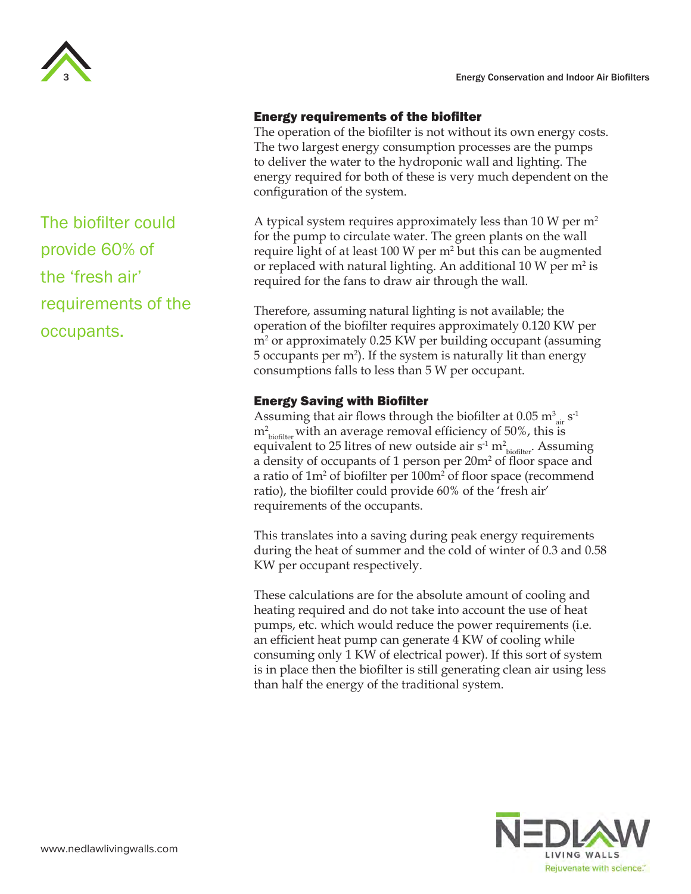The biofilter could provide 60% of the 'fresh air' requirements of the occupants.

## Energy requirements of the biofilter

The operation of the biofilter is not without its own energy costs. The two largest energy consumption processes are the pumps to deliver the water to the hydroponic wall and lighting. The energy required for both of these is very much dependent on the configuration of the system.

A typical system requires approximately less than 10 W per $m^2$ for the pump to circulate water. The green plants on the wall require light of at least 100 W per $m^2$ but this can be augmented or replaced with natural lighting. An additional 10 W per $m^2$ is required for the fans to draw air through the wall.

Therefore, assuming natural lighting is not available; the operation of the biofilter requires approximately 0.120 KW per $m^2$ or approximately 0.25 KW per building occupant (assuming 5 occupants per $m^2$). If the system is naturally lit than energy consumptions falls to less than 5 W per occupant.

## Energy Saving with Biofilter

Assuming that air flows through the biofilter at 0.05 $m^3_{air}$ $s^{-1}$ $m^2_{biofilter}$ with an average removal efficiency of 50%, this is equivalent to 25 litres of new outside air $s^{-1}$ $m^2_{biofilter}$. Assuming a density of occupants of 1 person per $20m^2$ of floor space and a ratio of $1m^2$ of biofilter per $100m^2$ of floor space (recommend ratio), the biofilter could provide 60% of the 'fresh air' requirements of the occupants.

This translates into a saving during peak energy requirements during the heat of summer and the cold of winter of 0.3 and 0.58 KW per occupant respectively.

These calculations are for the absolute amount of cooling and heating required and do not take into account the use of heat pumps, etc. which would reduce the power requirements (i.e. an efficient heat pump can generate 4 KW of cooling while consuming only 1 KW of electrical power). If this sort of system is in place then the biofilter is still generating clean air using less than half the energy of the traditional system.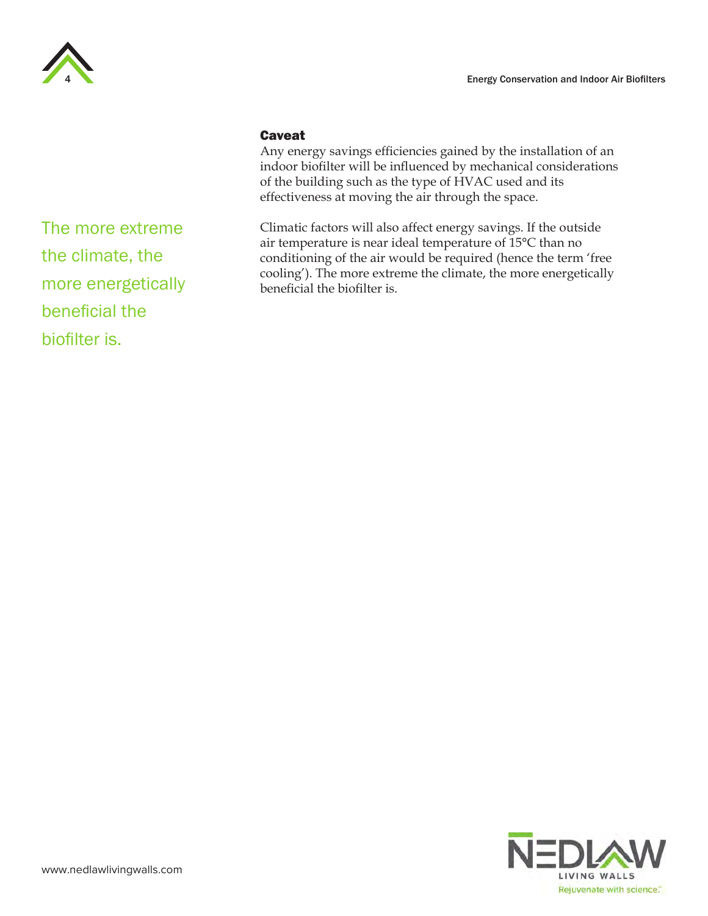The more extreme the climate, the more energetically beneficial the biofilter is.

### Caveat

Any energy savings efficiencies gained by the installation of an indoor biofilter will be influenced by mechanical considerations of the building such as the type of HVAC used and its effectiveness at moving the air through the space.

Climatic factors will also affect energy savings. If the outside air temperature is near ideal temperature of 15°C than no conditioning of the air would be required (hence the term 'free cooling'). The more extreme the climate, the more energetically beneficial the biofilter is.